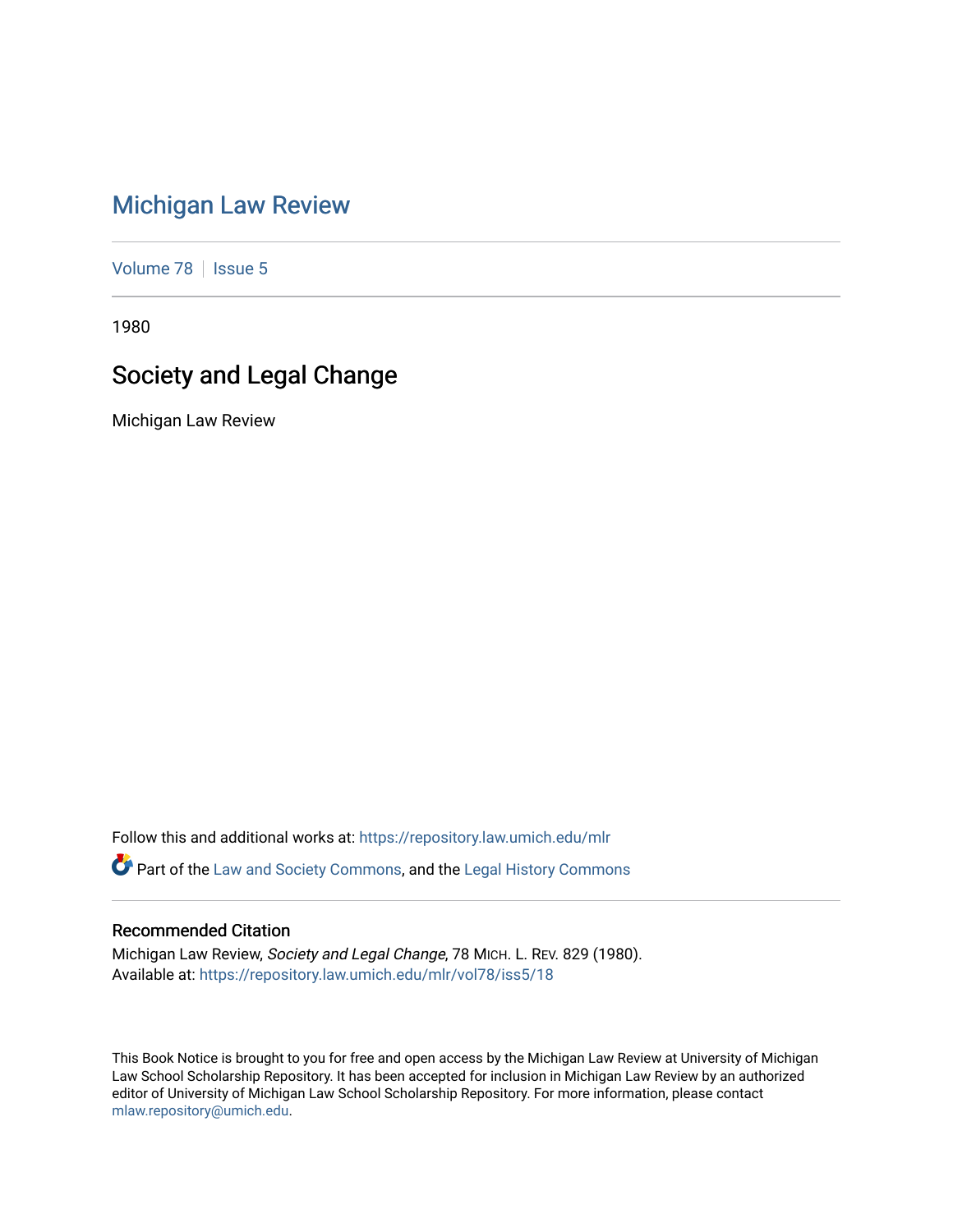# Michigan Law Review

Volume 78 | Issue 5

1980

## Society and Legal Change

Michigan Law Review

Follow this and additional works at: https://repository.law.umich.edu/mlr

Part of the Law and Society Commons, and the Legal History Commons

### Recommended Citation

Michigan Law Review, *Society and Legal Change*, 78 MICH. L. REV. 829 (1980).
Available at: https://repository.law.umich.edu/mlr/vol78/iss5/18

This Book Notice is brought to you for free and open access by the Michigan Law Review at University of Michigan Law School Scholarship Repository. It has been accepted for inclusion in Michigan Law Review by an authorized editor of University of Michigan Law School Scholarship Repository. For more information, please contact mlaw.repository@umich.edu.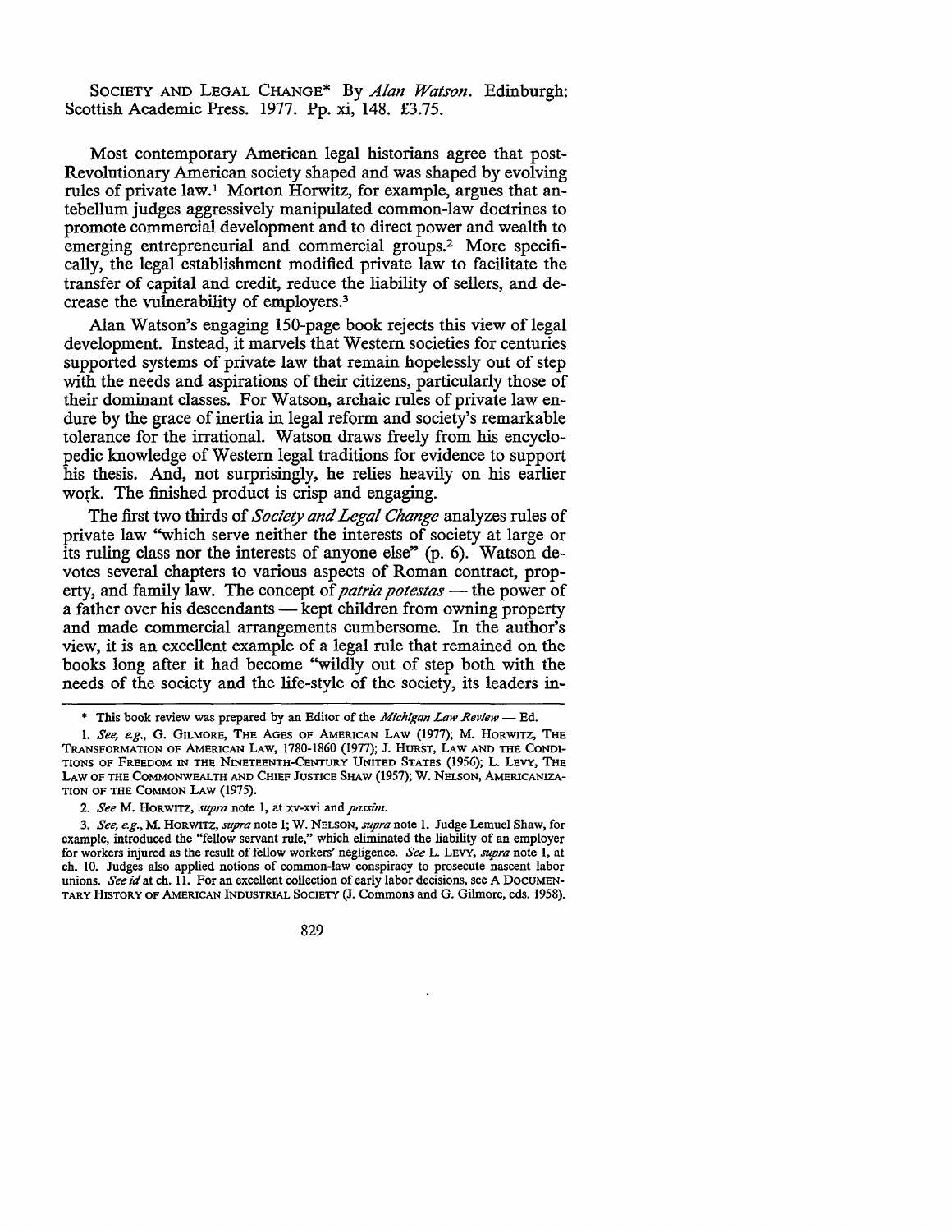SOCIETY AND LEGAL CHANGE* By *Alan Watson*. Edinburgh: Scottish Academic Press. 1977. Pp. xi, 148. £3.75.

Most contemporary American legal historians agree that post-Revolutionary American society shaped and was shaped by evolving rules of private law.[1] Morton Horwitz, for example, argues that antebellum judges aggressively manipulated common-law doctrines to promote commercial development and to direct power and wealth to emerging entrepreneurial and commercial groups.[2] More specifically, the legal establishment modified private law to facilitate the transfer of capital and credit, reduce the liability of sellers, and decrease the vulnerability of employers.[3]

Alan Watson's engaging 150-page book rejects this view of legal development. Instead, it marvels that Western societies for centuries supported systems of private law that remain hopelessly out of step with the needs and aspirations of their citizens, particularly those of their dominant classes. For Watson, archaic rules of private law endure by the grace of inertia in legal reform and society's remarkable tolerance for the irrational. Watson draws freely from his encyclopedic knowledge of Western legal traditions for evidence to support his thesis. And, not surprisingly, he relies heavily on his earlier work. The finished product is crisp and engaging.

The first two thirds of *Society and Legal Change* analyzes rules of private law "which serve neither the interests of society at large or its ruling class nor the interests of anyone else" (p. 6). Watson devotes several chapters to various aspects of Roman contract, property, and family law. The concept of *patria potestas* — the power of a father over his descendants — kept children from owning property and made commercial arrangements cumbersome. In the author's view, it is an excellent example of a legal rule that remained on the books long after it had become "wildly out of step both with the needs of the society and the life-style of the society, its leaders in-

---

\* This book review was prepared by an Editor of the *Michigan Law Review* — Ed.

1. *See, e.g.*, G. GILMORE, THE AGES OF AMERICAN LAW (1977); M. HORWITZ, THE TRANSFORMATION OF AMERICAN LAW, 1780-1860 (1977); J. HURST, LAW AND THE CONDITIONS OF FREEDOM IN THE NINETEENTH-CENTURY UNITED STATES (1956); L. LEVY, THE LAW OF THE COMMONWEALTH AND CHIEF JUSTICE SHAW (1957); W. NELSON, AMERICANIZATION OF THE COMMON LAW (1975).

2. *See* M. HORWITZ, *supra* note 1, at xv-xvi and *passim*.

3. *See, e.g.*, M. HORWITZ, *supra* note 1; W. NELSON, *supra* note 1. Judge Lemuel Shaw, for example, introduced the "fellow servant rule," which eliminated the liability of an employer for workers injured as the result of fellow workers' negligence. *See* L. LEVY, *supra* note 1, at ch. 10. Judges also applied notions of common-law conspiracy to prosecute nascent labor unions. *See id* at ch. 11. For an excellent collection of early labor decisions, see A DOCUMENTARY HISTORY OF AMERICAN INDUSTRIAL SOCIETY (J. Commons and G. Gilmore, eds. 1958).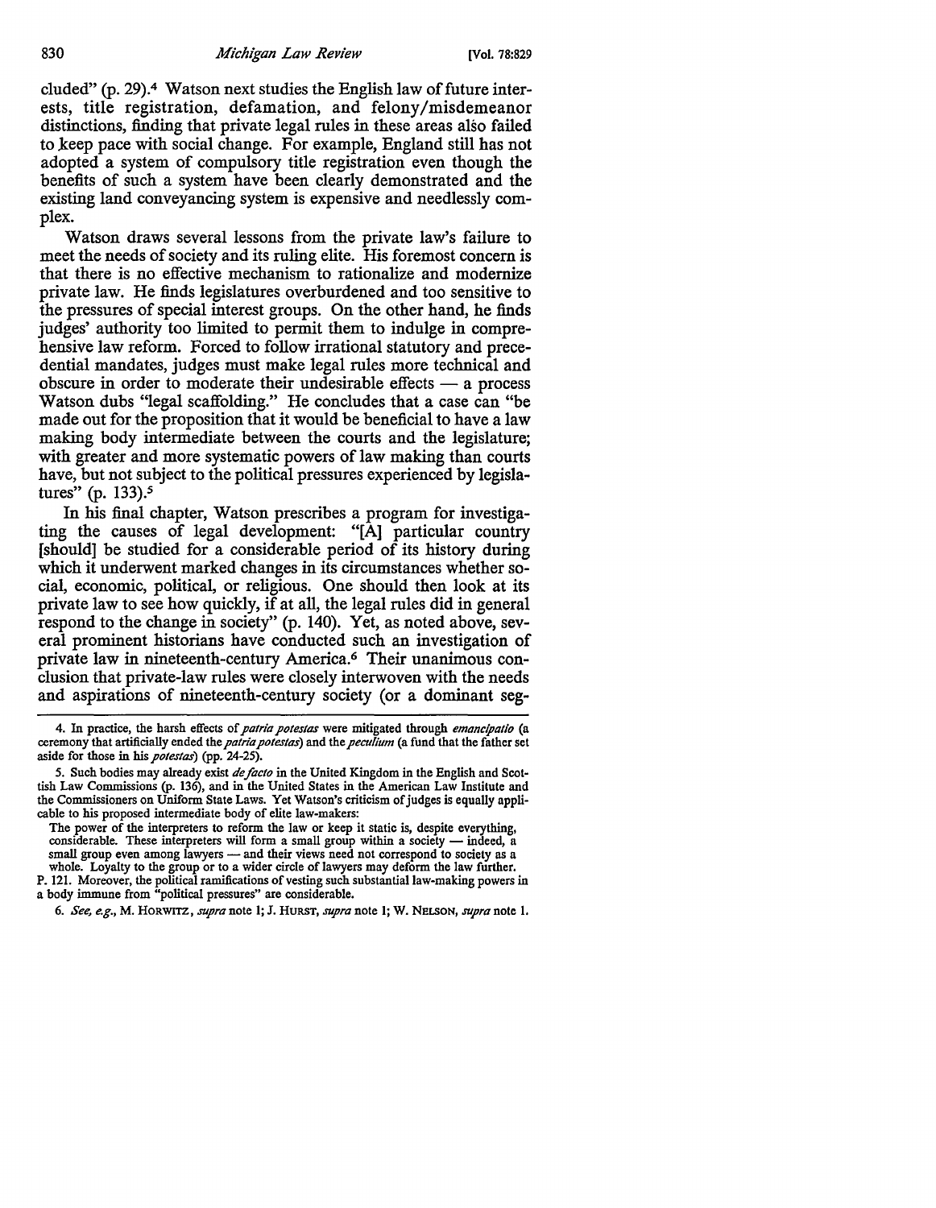cluded" (p. 29).[4] Watson next studies the English law of future interests, title registration, defamation, and felony/misdemeanor distinctions, finding that private legal rules in these areas also failed to keep pace with social change. For example, England still has not adopted a system of compulsory title registration even though the benefits of such a system have been clearly demonstrated and the existing land conveyancing system is expensive and needlessly complex.

Watson draws several lessons from the private law's failure to meet the needs of society and its ruling elite. His foremost concern is that there is no effective mechanism to rationalize and modernize private law. He finds legislatures overburdened and too sensitive to the pressures of special interest groups. On the other hand, he finds judges' authority too limited to permit them to indulge in comprehensive law reform. Forced to follow irrational statutory and precedential mandates, judges must make legal rules more technical and obscure in order to moderate their undesirable effects — a process Watson dubs "legal scaffolding." He concludes that a case can "be made out for the proposition that it would be beneficial to have a law making body intermediate between the courts and the legislature; with greater and more systematic powers of law making than courts have, but not subject to the political pressures experienced by legislatures" (p. 133).[5]

In his final chapter, Watson prescribes a program for investigating the causes of legal development: "[A] particular country [should] be studied for a considerable period of its history during which it underwent marked changes in its circumstances whether social, economic, political, or religious. One should then look at its private law to see how quickly, if at all, the legal rules did in general respond to the change in society" (p. 140). Yet, as noted above, several prominent historians have conducted such an investigation of private law in nineteenth-century America.[6] Their unanimous conclusion that private-law rules were closely interwoven with the needs and aspirations of nineteenth-century society (or a dominant seg-

---

4. In practice, the harsh effects of *patria potestas* were mitigated through *emancipatio* (a ceremony that artificially ended the *patria potestas*) and the *peculium* (a fund that the father set aside for those in his *potestas*) (pp. 24-25).

5. Such bodies may already exist *de facto* in the United Kingdom in the English and Scottish Law Commissions (p. 136), and in the United States in the American Law Institute and the Commissioners on Uniform State Laws. Yet Watson's criticism of judges is equally applicable to his proposed intermediate body of elite law-makers:

> The power of the interpreters to reform the law or keep it static is, despite everything, considerable. These interpreters will form a small group within a society — indeed, a small group even among lawyers — and their views need not correspond to society as a whole. Loyalty to the group or to a wider circle of lawyers may deform the law further.

P. 121. Moreover, the political ramifications of vesting such substantial law-making powers in a body immune from "political pressures" are considerable.

6. *See, e.g.*, M. HORWITZ, *supra* note 1; J. HURST, *supra* note 1; W. NELSON, *supra* note 1.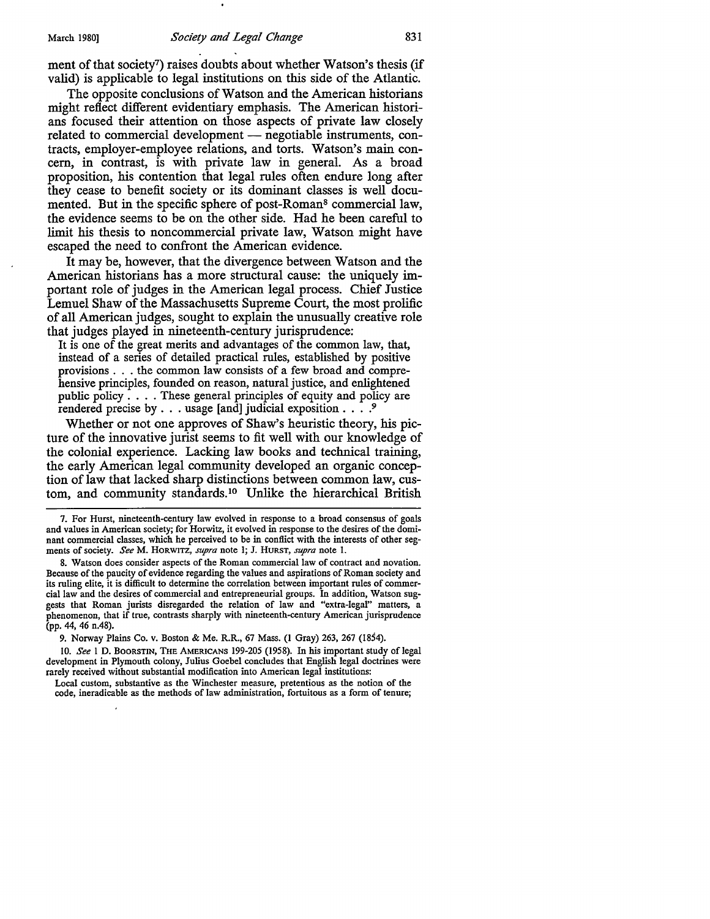ment of that society[7]) raises doubts about whether Watson's thesis (if valid) is applicable to legal institutions on this side of the Atlantic.

The opposite conclusions of Watson and the American historians might reflect different evidentiary emphasis. The American historians focused their attention on those aspects of private law closely related to commercial development — negotiable instruments, contracts, employer-employee relations, and torts. Watson's main concern, in contrast, is with private law in general. As a broad proposition, his contention that legal rules often endure long after they cease to benefit society or its dominant classes is well documented. But in the specific sphere of post-Roman[8] commercial law, the evidence seems to be on the other side. Had he been careful to limit his thesis to noncommercial private law, Watson might have escaped the need to confront the American evidence.

It may be, however, that the divergence between Watson and the American historians has a more structural cause: the uniquely important role of judges in the American legal process. Chief Justice Lemuel Shaw of the Massachusetts Supreme Court, the most prolific of all American judges, sought to explain the unusually creative role that judges played in nineteenth-century jurisprudence:

> It is one of the great merits and advantages of the common law, that, instead of a series of detailed practical rules, established by positive provisions . . . the common law consists of a few broad and comprehensive principles, founded on reason, natural justice, and enlightened public policy . . . . These general principles of equity and policy are rendered precise by . . . usage [and] judicial exposition . . . .[9]

Whether or not one approves of Shaw's heuristic theory, his picture of the innovative jurist seems to fit well with our knowledge of the colonial experience. Lacking law books and technical training, the early American legal community developed an organic conception of law that lacked sharp distinctions between common law, custom, and community standards.[10] Unlike the hierarchical British

---

7. For Hurst, nineteenth-century law evolved in response to a broad consensus of goals and values in American society; for Horwitz, it evolved in response to the desires of the dominant commercial classes, which he perceived to be in conflict with the interests of other segments of society. *See* M. HORWITZ, *supra* note 1; J. HURST, *supra* note 1.

8. Watson does consider aspects of the Roman commercial law of contract and novation. Because of the paucity of evidence regarding the values and aspirations of Roman society and its ruling elite, it is difficult to determine the correlation between important rules of commercial law and the desires of commercial and entrepreneurial groups. In addition, Watson suggests that Roman jurists disregarded the relation of law and "extra-legal" matters, a phenomenon, that if true, contrasts sharply with nineteenth-century American jurisprudence (pp. 44, 46 n.48).

9. Norway Plains Co. v. Boston & Me. R.R., 67 Mass. (1 Gray) 263, 267 (1854).

10. *See* 1 D. BOORSTIN, THE AMERICANS 199-205 (1958). In his important study of legal development in Plymouth colony, Julius Goebel concludes that English legal doctrines were rarely received without substantial modification into American legal institutions:

> Local custom, substantive as the Winchester measure, pretentious as the notion of the code, ineradicable as the methods of law administration, fortuitous as a form of tenure;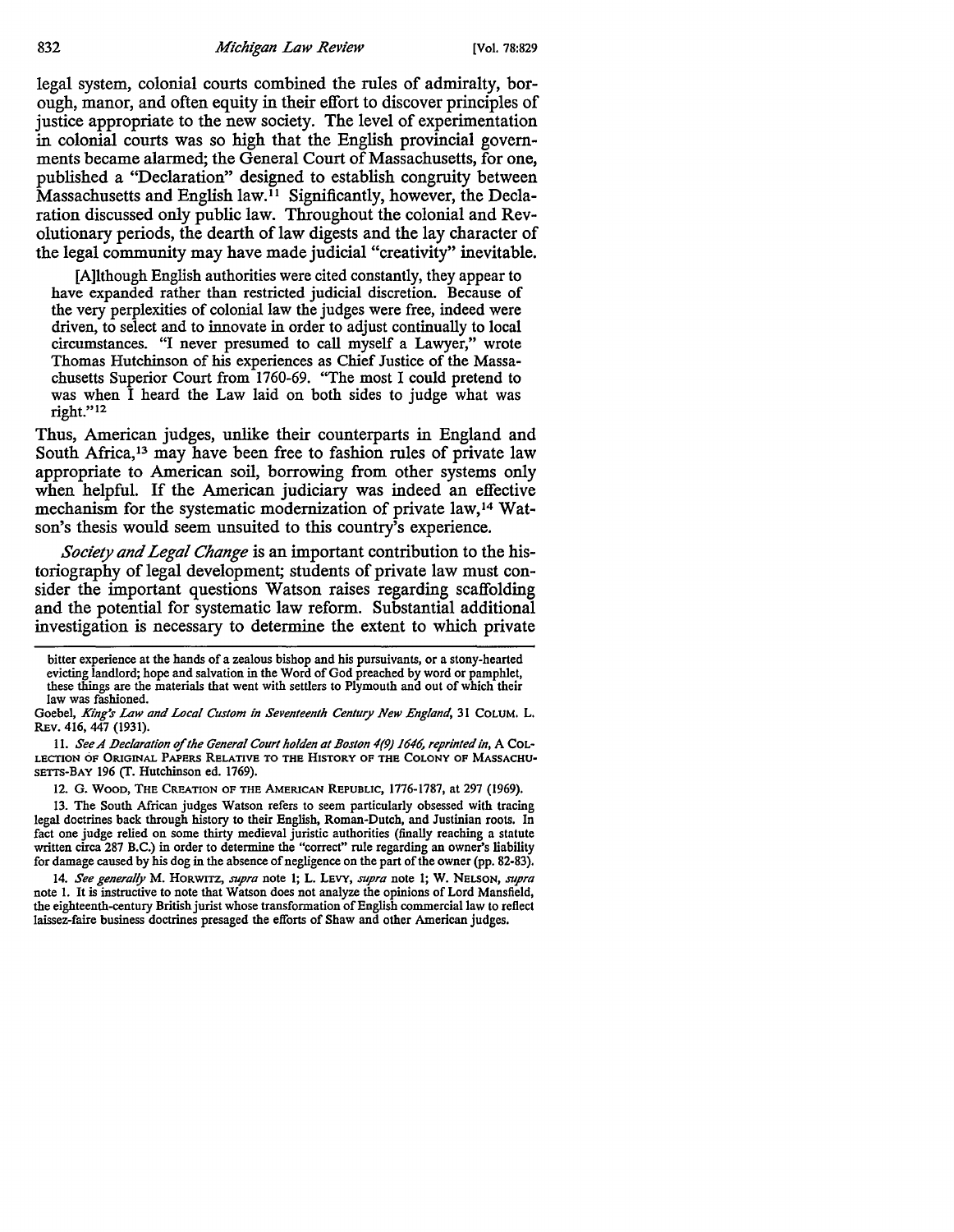legal system, colonial courts combined the rules of admiralty, borough, manor, and often equity in their effort to discover principles of justice appropriate to the new society. The level of experimentation in colonial courts was so high that the English provincial governments became alarmed; the General Court of Massachusetts, for one, published a "Declaration" designed to establish congruity between Massachusetts and English law.[11] Significantly, however, the Declaration discussed only public law. Throughout the colonial and Revolutionary periods, the dearth of law digests and the lay character of the legal community may have made judicial "creativity" inevitable.

> [A]lthough English authorities were cited constantly, they appear to have expanded rather than restricted judicial discretion. Because of the very perplexities of colonial law the judges were free, indeed were driven, to select and to innovate in order to adjust continually to local circumstances. "I never presumed to call myself a Lawyer," wrote Thomas Hutchinson of his experiences as Chief Justice of the Massachusetts Superior Court from 1760-69. "The most I could pretend to was when I heard the Law laid on both sides to judge what was right."[12]

Thus, American judges, unlike their counterparts in England and South Africa,[13] may have been free to fashion rules of private law appropriate to American soil, borrowing from other systems only when helpful. If the American judiciary was indeed an effective mechanism for the systematic modernization of private law,[14] Watson's thesis would seem unsuited to this country's experience.

*Society and Legal Change* is an important contribution to the historiography of legal development; students of private law must consider the important questions Watson raises regarding scaffolding and the potential for systematic law reform. Substantial additional investigation is necessary to determine the extent to which private

---

bitter experience at the hands of a zealous bishop and his pursuivants, or a stony-hearted evicting landlord; hope and salvation in the Word of God preached by word or pamphlet, these things are the materials that went with settlers to Plymouth and out of which their law was fashioned.

Goebel, *King's Law and Local Custom in Seventeenth Century New England*, 31 COLUM. L. REV. 416, 447 (1931).

11. *See A Declaration of the General Court holden at Boston 4(9) 1646, reprinted in*, A COLLECTION OF ORIGINAL PAPERS RELATIVE TO THE HISTORY OF THE COLONY OF MASSACHUSETTS-BAY 196 (T. Hutchinson ed. 1769).

12. G. WOOD, THE CREATION OF THE AMERICAN REPUBLIC, 1776-1787, at 297 (1969).

13. The South African judges Watson refers to seem particularly obsessed with tracing legal doctrines back through history to their English, Roman-Dutch, and Justinian roots. In fact one judge relied on some thirty medieval juristic authorities (finally reaching a statute written circa 287 B.C.) in order to determine the "correct" rule regarding an owner's liability for damage caused by his dog in the absence of negligence on the part of the owner (pp. 82-83).

14. *See generally* M. HORWITZ, *supra* note 1; L. LEVY, *supra* note 1; W. NELSON, *supra* note 1. It is instructive to note that Watson does not analyze the opinions of Lord Mansfield, the eighteenth-century British jurist whose transformation of English commercial law to reflect laissez-faire business doctrines presaged the efforts of Shaw and other American judges.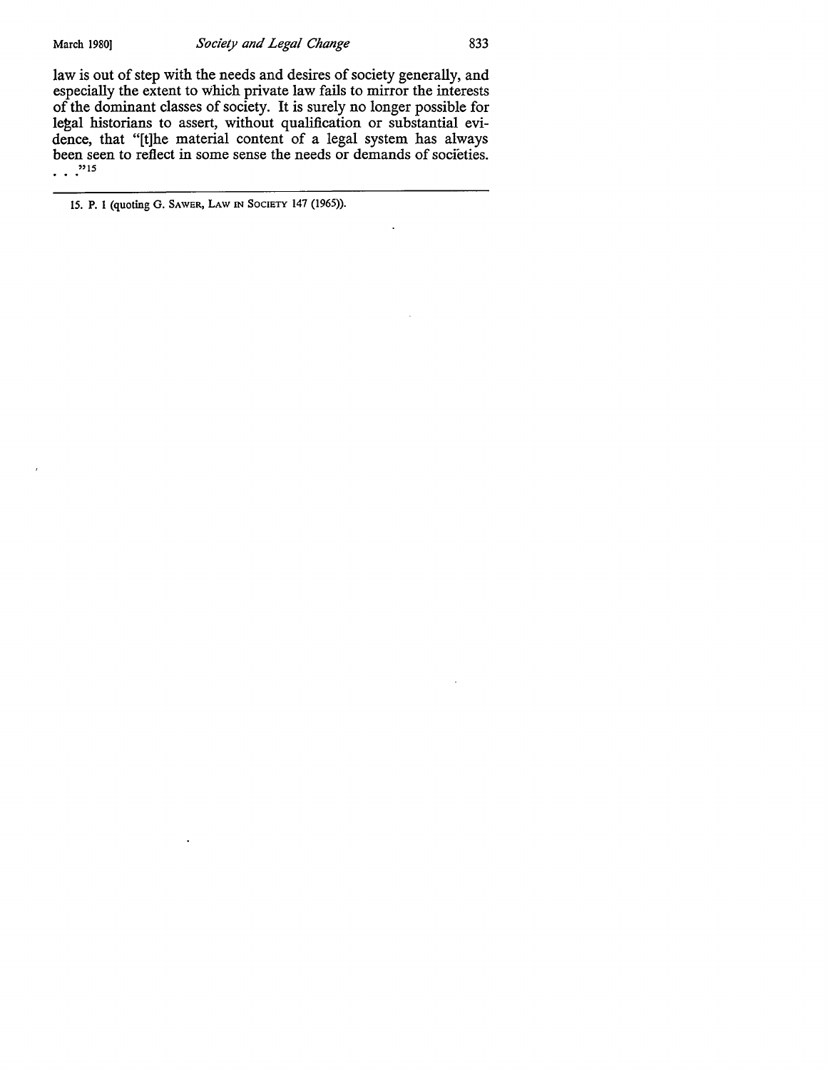law is out of step with the needs and desires of society generally, and especially the extent to which private law fails to mirror the interests of the dominant classes of society. It is surely no longer possible for legal historians to assert, without qualification or substantial evidence, that "[t]he material content of a legal system has always been seen to reflect in some sense the needs or demands of societies. . . ."[15]

---

15. P. 1 (quoting G. SAWER, LAW IN SOCIETY 147 (1965)).